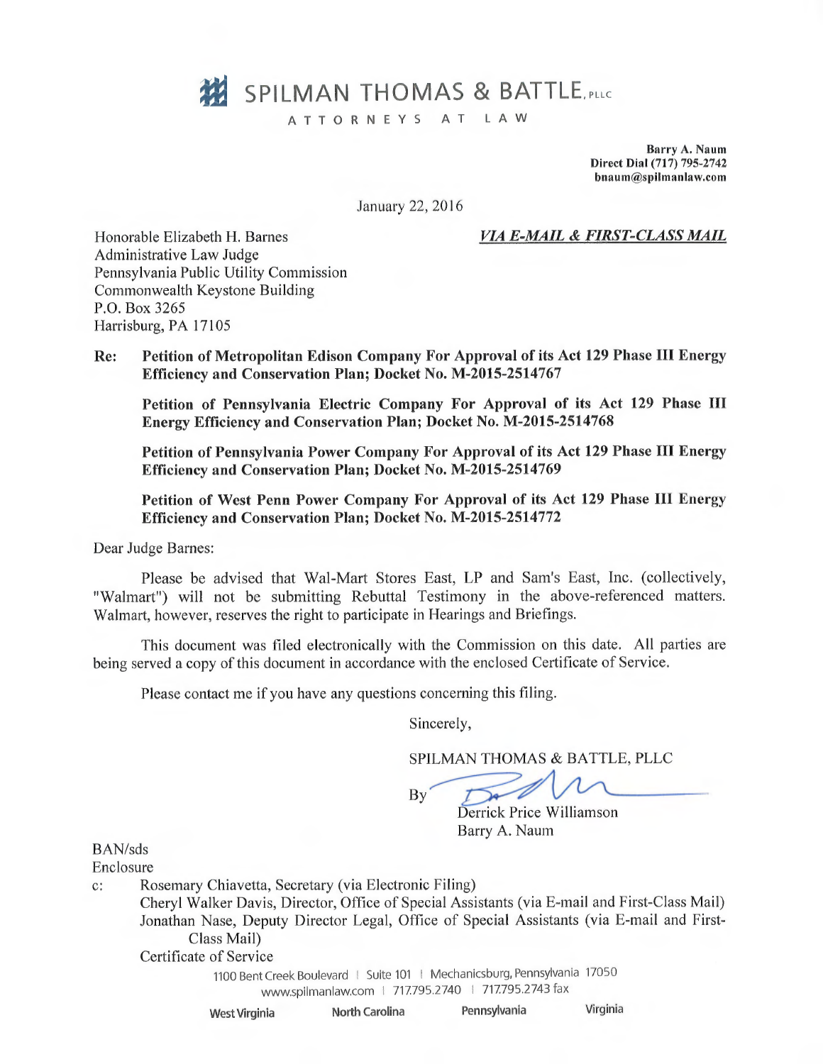# SPILMAN THOMAS & BATTLE, PLLC

ATTORNEYS AT LAW

**Barry A. Naum**
**Direct Dial (717) 795-2742**
**bnaum@spilmanlaw.com**

January 22, 2016

Honorable Elizabeth H. Barnes
Administrative Law Judge
Pennsylvania Public Utility Commission
Commonwealth Keystone Building
P.O. Box 3265
Harrisburg, PA 17105

***VIA E-MAIL & FIRST-CLASS MAIL***

**Re: Petition of Metropolitan Edison Company For Approval of its Act 129 Phase III Energy Efficiency and Conservation Plan; Docket No. M-2015-2514767**

**Petition of Pennsylvania Electric Company For Approval of its Act 129 Phase III Energy Efficiency and Conservation Plan; Docket No. M-2015-2514768**

**Petition of Pennsylvania Power Company For Approval of its Act 129 Phase III Energy Efficiency and Conservation Plan; Docket No. M-2015-2514769**

**Petition of West Penn Power Company For Approval of its Act 129 Phase III Energy Efficiency and Conservation Plan; Docket No. M-2015-2514772**

Dear Judge Barnes:

Please be advised that Wal-Mart Stores East, LP and Sam's East, Inc. (collectively, "Walmart") will not be submitting Rebuttal Testimony in the above-referenced matters. Walmart, however, reserves the right to participate in Hearings and Briefings.

This document was filed electronically with the Commission on this date. All parties are being served a copy of this document in accordance with the enclosed Certificate of Service.

Please contact me if you have any questions concerning this filing.

Sincerely,

SPILMAN THOMAS & BATTLE, PLLC

By
Derrick Price Williamson
Barry A. Naum

BAN/sds
Enclosure

c: Rosemary Chiavetta, Secretary (via Electronic Filing)
Cheryl Walker Davis, Director, Office of Special Assistants (via E-mail and First-Class Mail)
Jonathan Nase, Deputy Director Legal, Office of Special Assistants (via E-mail and First-Class Mail)
Certificate of Service

1100 Bent Creek Boulevard | Suite 101 | Mechanicsburg, Pennsylvania 17050
www.spilmanlaw.com | 717.795.2740 | 717.795.2743 fax

West Virginia North Carolina Pennsylvania Virginia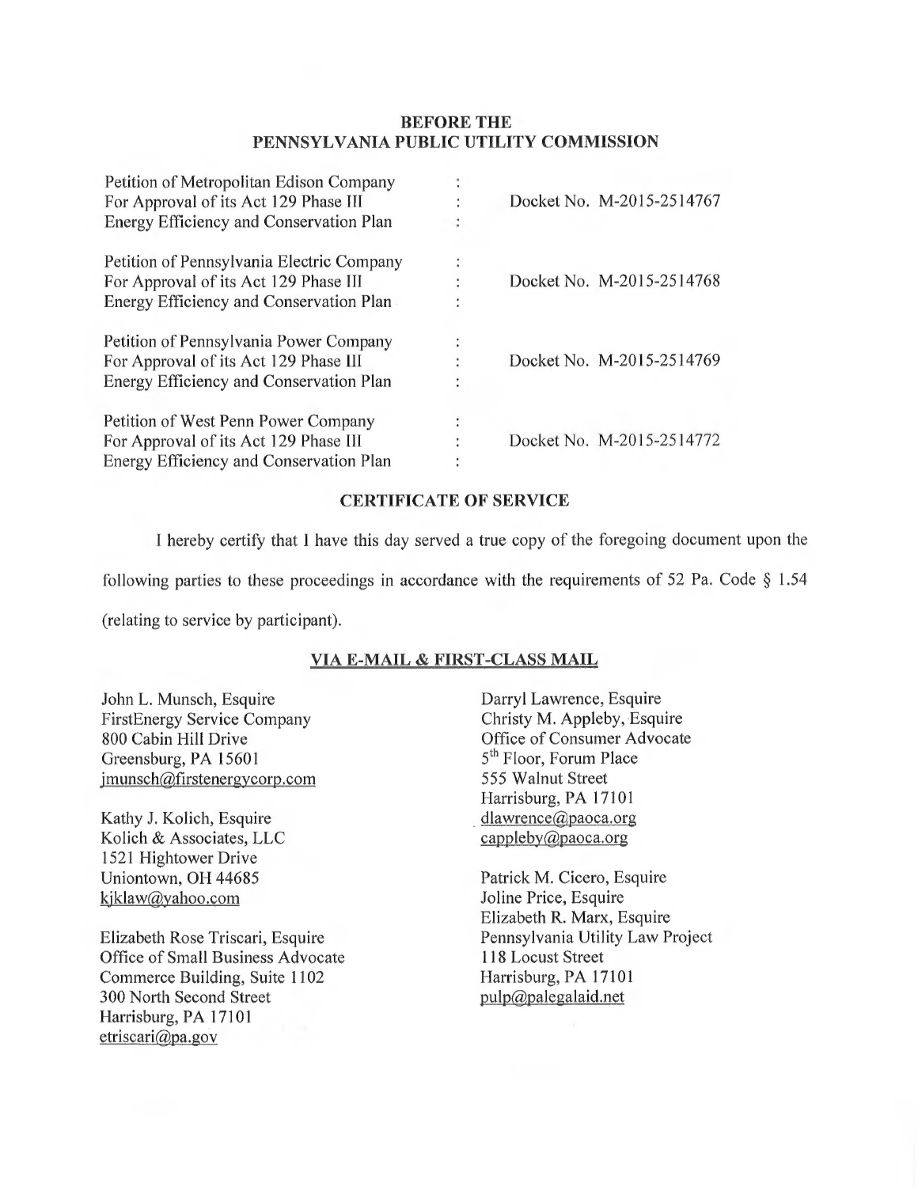**BEFORE THE**
**PENNSYLVANIA PUBLIC UTILITY COMMISSION**

| | | |
|---|---|---|
| Petition of Metropolitan Edison Company For Approval of its Act 129 Phase III Energy Efficiency and Conservation Plan | : | Docket No. M-2015-2514767 |
| Petition of Pennsylvania Electric Company For Approval of its Act 129 Phase III Energy Efficiency and Conservation Plan | : | Docket No. M-2015-2514768 |
| Petition of Pennsylvania Power Company For Approval of its Act 129 Phase III Energy Efficiency and Conservation Plan | : | Docket No. M-2015-2514769 |
| Petition of West Penn Power Company For Approval of its Act 129 Phase III Energy Efficiency and Conservation Plan | : | Docket No. M-2015-2514772 |

**CERTIFICATE OF SERVICE**

I hereby certify that I have this day served a true copy of the foregoing document upon the following parties to these proceedings in accordance with the requirements of 52 Pa. Code § 1.54 (relating to service by participant).

**VIA E-MAIL & FIRST-CLASS MAIL**

John L. Munsch, Esquire
FirstEnergy Service Company
800 Cabin Hill Drive
Greensburg, PA 15601
jmunsch@firstenergycorp.com

Kathy J. Kolich, Esquire
Kolich & Associates, LLC
1521 Hightower Drive
Uniontown, OH 44685
kjklaw@yahoo.com

Elizabeth Rose Triscari, Esquire
Office of Small Business Advocate
Commerce Building, Suite 1102
300 North Second Street
Harrisburg, PA 17101
etriscari@pa.gov

Darryl Lawrence, Esquire
Christy M. Appleby, Esquire
Office of Consumer Advocate
5th Floor, Forum Place
555 Walnut Street
Harrisburg, PA 17101
dlawrence@paoca.org
cappleby@paoca.org

Patrick M. Cicero, Esquire
Joline Price, Esquire
Elizabeth R. Marx, Esquire
Pennsylvania Utility Law Project
118 Locust Street
Harrisburg, PA 17101
pulp@palegalaid.net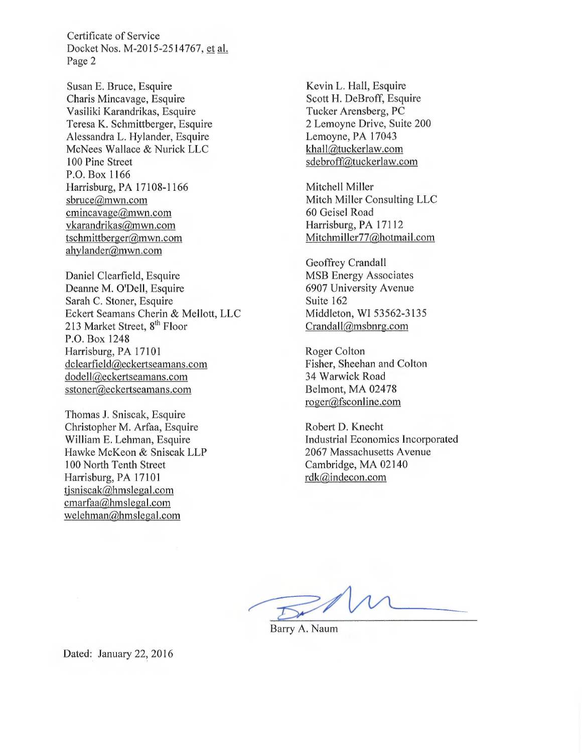Certificate of Service
Docket Nos. M-2015-2514767, et al.
Page 2

Susan E. Bruce, Esquire
Charis Mincavage, Esquire
Vasiliki Karandrikas, Esquire
Teresa K. Schmittberger, Esquire
Alessandra L. Hylander, Esquire
McNees Wallace & Nurick LLC
100 Pine Street
P.O. Box 1166
Harrisburg, PA 17108-1166
sbruce@mwn.com
cmincavage@mwn.com
vkarandrikas@mwn.com
tschmittberger@mwn.com
ahylander@mwn.com

Daniel Clearfield, Esquire
Deanne M. O'Dell, Esquire
Sarah C. Stoner, Esquire
Eckert Seamans Cherin & Mellott, LLC
213 Market Street, 8th Floor
P.O. Box 1248
Harrisburg, PA 17101
dclearfield@eckertseamans.com
dodell@eckertseamans.com
sstoner@eckertseamans.com

Thomas J. Sniscak, Esquire
Christopher M. Arfaa, Esquire
William E. Lehman, Esquire
Hawke McKeon & Sniscak LLP
100 North Tenth Street
Harrisburg, PA 17101
tjsniscak@hmslegal.com
cmarfaa@hmslegal.com
welehman@hmslegal.com

Kevin L. Hall, Esquire
Scott H. DeBroff, Esquire
Tucker Arensberg, PC
2 Lemoyne Drive, Suite 200
Lemoyne, PA 17043
khall@tuckerlaw.com
sdebroff@tuckerlaw.com

Mitchell Miller
Mitch Miller Consulting LLC
60 Geisel Road
Harrisburg, PA 17112
Mitchmiller77@hotmail.com

Geoffrey Crandall
MSB Energy Associates
6907 University Avenue
Suite 162
Middleton, WI 53562-3135
Crandall@msbnrg.com

Roger Colton
Fisher, Sheehan and Colton
34 Warwick Road
Belmont, MA 02478
roger@fsconline.com

Robert D. Knecht
Industrial Economics Incorporated
2067 Massachusetts Avenue
Cambridge, MA 02140
rdk@indecon.com

Barry A. Naum

Dated: January 22, 2016